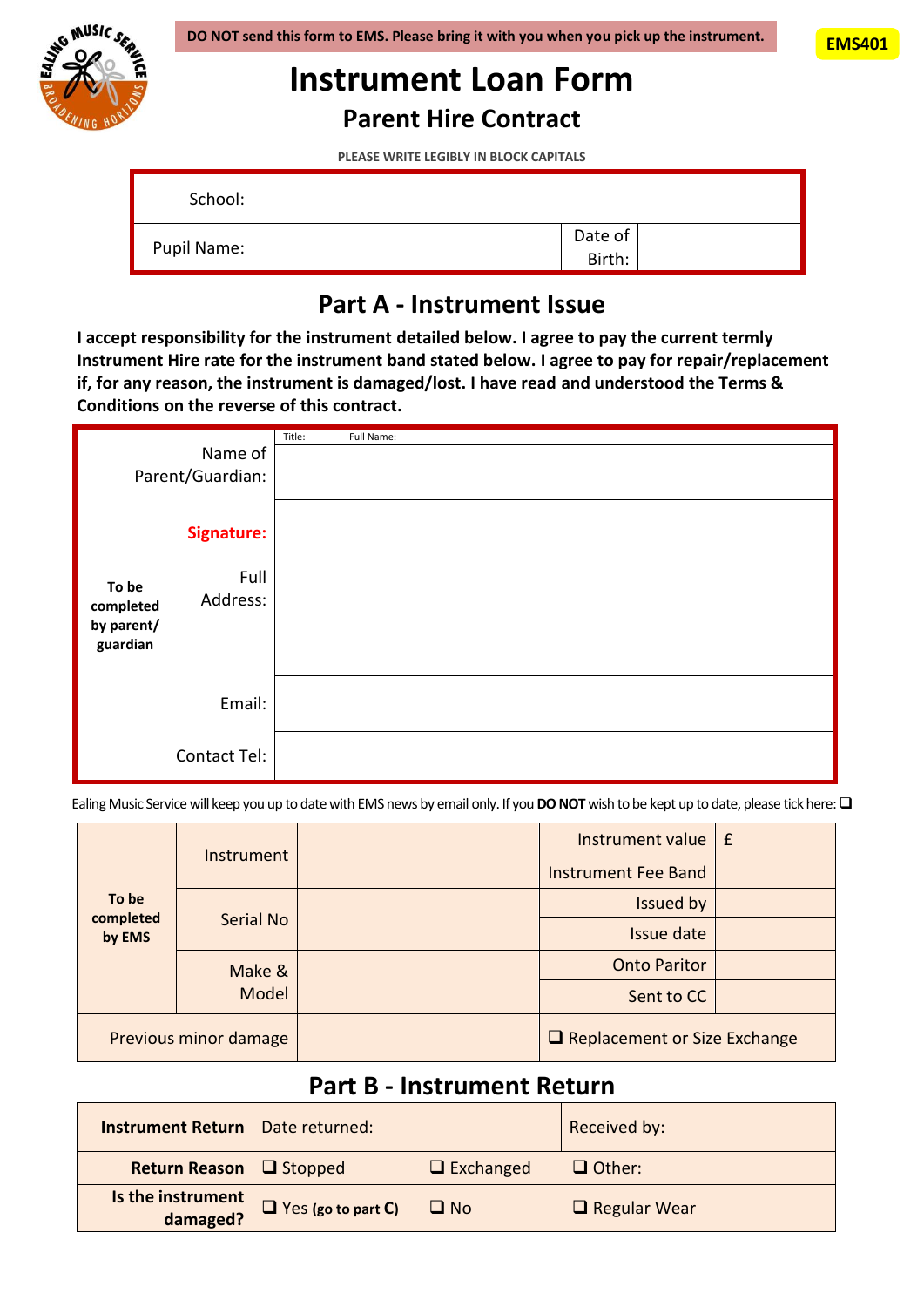**DO NOT send this form to EMS. Please bring it with you when you pick up the instrument.**

**EMS401**

# Instrument Loan Form

## Parent Hire Contract

PLEASE WRITE LEGIBLY IN BLOCK CAPITALS

| School: | | | |
|---|---|---|---|
| Pupil Name: | | Date of Birth: | |

## Part A - Instrument Issue

**I accept responsibility for the instrument detailed below. I agree to pay the current termly Instrument Hire rate for the instrument band stated below. I agree to pay for repair/replacement if, for any reason, the instrument is damaged/lost. I have read and understood the Terms & Conditions on the reverse of this contract.**

| | | | |
|---|---|---|---|
| **To be completed by parent/ guardian** | Name of Parent/Guardian: | Title: | Full Name: |
| | **Signature:** | | |
| | Full Address: | | |
| | Email: | | |
| | Contact Tel: | | |

Ealing Music Service will keep you up to date with EMS news by email only. If you **DO NOT** wish to be kept up to date, please tick here: ❑

| | | | | |
|---|---|---|---|---|
| **To be completed by EMS** | Instrument | | Instrument value | £ |
| | | | Instrument Fee Band | |
| | Serial No | | Issued by | |
| | | | Issue date | |
| | Make & Model | | Onto Paritor | |
| | | | Sent to CC | |
| Previous minor damage | | | ❑ Replacement or Size Exchange | |

## Part B - Instrument Return

| | | | |
|---|---|---|---|
| **Instrument Return** | Date returned: | | Received by: |
| **Return Reason** | ❑ Stopped | ❑ Exchanged | ❑ Other: |
| **Is the instrument damaged?** | ❑ Yes (go to part C) | ❑ No | ❑ Regular Wear |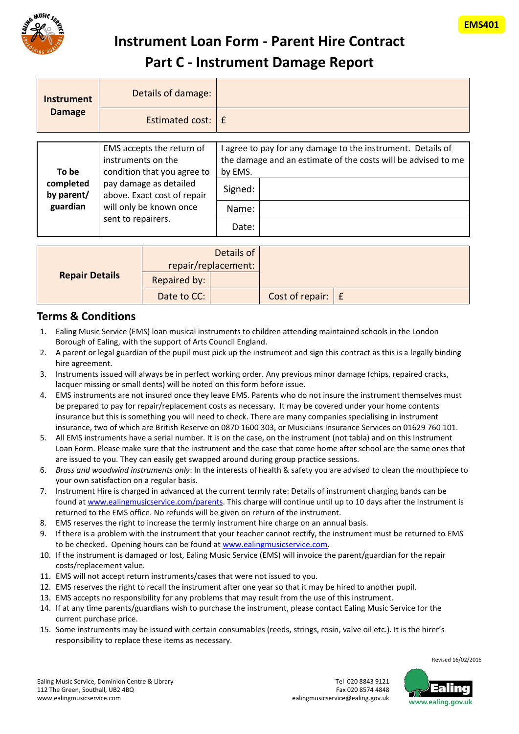EMS401

# Instrument Loan Form - Parent Hire Contract

## Part C - Instrument Damage Report

| | | |
|---|---|---|
| **Instrument Damage** | Details of damage: | |
| | Estimated cost: | £ |

| | | | |
|---|---|---|---|
| **To be completed by parent/ guardian** | EMS accepts the return of instruments on the condition that you agree to pay damage as detailed above. Exact cost of repair will only be known once sent to repairers. | I agree to pay for any damage to the instrument. Details of the damage and an estimate of the costs will be advised to me by EMS. | |
| | | Signed: | |
| | | Name: | |
| | | Date: | |

| | | | | |
|---|---|---|---|---|
| **Repair Details** | Details of repair/replacement: | | | |
| | Repaired by: | | | |
| | Date to CC: | | Cost of repair: | £ |

## Terms & Conditions

1. Ealing Music Service (EMS) loan musical instruments to children attending maintained schools in the London Borough of Ealing, with the support of Arts Council England.
2. A parent or legal guardian of the pupil must pick up the instrument and sign this contract as this is a legally binding hire agreement.
3. Instruments issued will always be in perfect working order. Any previous minor damage (chips, repaired cracks, lacquer missing or small dents) will be noted on this form before issue.
4. EMS instruments are not insured once they leave EMS. Parents who do not insure the instrument themselves must be prepared to pay for repair/replacement costs as necessary. It may be covered under your home contents insurance but this is something you will need to check. There are many companies specialising in instrument insurance, two of which are British Reserve on 0870 1600 303, or Musicians Insurance Services on 01629 760 101.
5. All EMS instruments have a serial number. It is on the case, on the instrument (not tabla) and on this Instrument Loan Form. Please make sure that the instrument and the case that come home after school are the same ones that are issued to you. They can easily get swapped around during group practice sessions.
6. *Brass and woodwind instruments only*: In the interests of health & safety you are advised to clean the mouthpiece to your own satisfaction on a regular basis.
7. Instrument Hire is charged in advanced at the current termly rate: Details of instrument charging bands can be found at www.ealingmusicservice.com/parents. This charge will continue until up to 10 days after the instrument is returned to the EMS office. No refunds will be given on return of the instrument.
8. EMS reserves the right to increase the termly instrument hire charge on an annual basis.
9. If there is a problem with the instrument that your teacher cannot rectify, the instrument must be returned to EMS to be checked. Opening hours can be found at www.ealingmusicservice.com.
10. If the instrument is damaged or lost, Ealing Music Service (EMS) will invoice the parent/guardian for the repair costs/replacement value.
11. EMS will not accept return instruments/cases that were not issued to you.
12. EMS reserves the right to recall the instrument after one year so that it may be hired to another pupil.
13. EMS accepts no responsibility for any problems that may result from the use of this instrument.
14. If at any time parents/guardians wish to purchase the instrument, please contact Ealing Music Service for the current purchase price.
15. Some instruments may be issued with certain consumables (reeds, strings, rosin, valve oil etc.). It is the hirer's responsibility to replace these items as necessary.

Revised 16/02/2015

Ealing Music Service, Dominion Centre & Library
112 The Green, Southall, UB2 4BQ
www.ealingmusicservice.com

Tel 020 8843 9121
Fax 020 8574 4848
ealingmusicservice@ealing.gov.uk

www.ealing.gov.uk